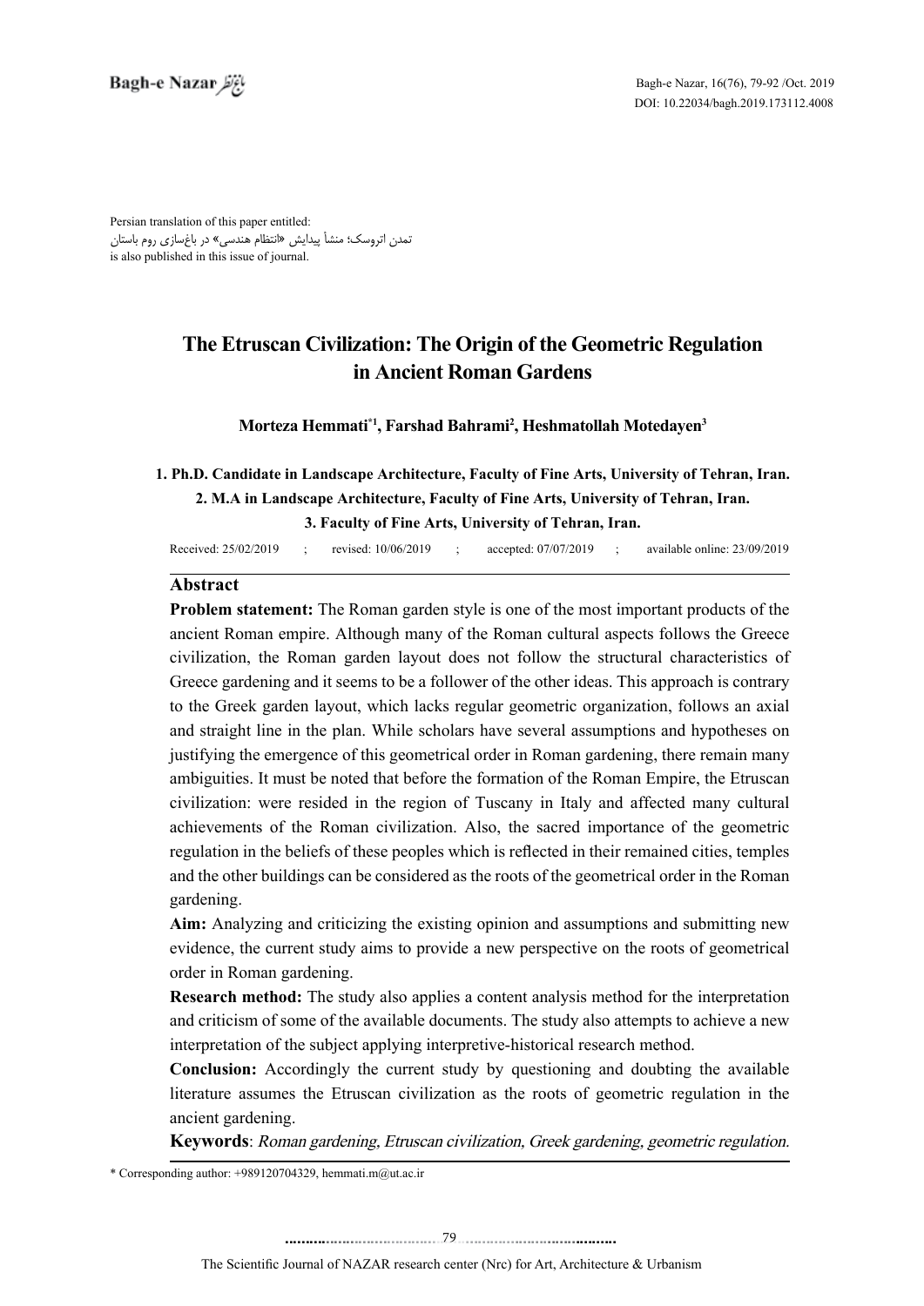Persian translation of this paper entitled:
تمدن اتروسک؛ منشأ پیدایش «انتظام هندسی» در باغ‌سازی روم باستان
is also published in this issue of journal.

# The Etruscan Civilization: The Origin of the Geometric Regulation in Ancient Roman Gardens

**Morteza Hemmati*[1], Farshad Bahrami[2], Heshmatollah Motedayen[3]**

**1. Ph.D. Candidate in Landscape Architecture, Faculty of Fine Arts, University of Tehran, Iran.**
**2. M.A in Landscape Architecture, Faculty of Fine Arts, University of Tehran, Iran.**
**3. Faculty of Fine Arts, University of Tehran, Iran.**

Received: 25/02/2019 ; revised: 10/06/2019 ; accepted: 07/07/2019 ; available online: 23/09/2019

## Abstract

**Problem statement:** The Roman garden style is one of the most important products of the ancient Roman empire. Although many of the Roman cultural aspects follows the Greece civilization, the Roman garden layout does not follow the structural characteristics of Greece gardening and it seems to be a follower of the other ideas. This approach is contrary to the Greek garden layout, which lacks regular geometric organization, follows an axial and straight line in the plan. While scholars have several assumptions and hypotheses on justifying the emergence of this geometrical order in Roman gardening, there remain many ambiguities. It must be noted that before the formation of the Roman Empire, the Etruscan civilization: were resided in the region of Tuscany in Italy and affected many cultural achievements of the Roman civilization. Also, the sacred importance of the geometric regulation in the beliefs of these peoples which is reflected in their remained cities, temples and the other buildings can be considered as the roots of the geometrical order in the Roman gardening.

**Aim:** Analyzing and criticizing the existing opinion and assumptions and submitting new evidence, the current study aims to provide a new perspective on the roots of geometrical order in Roman gardening.

**Research method:** The study also applies a content analysis method for the interpretation and criticism of some of the available documents. The study also attempts to achieve a new interpretation of the subject applying interpretive-historical research method.

**Conclusion:** Accordingly the current study by questioning and doubting the available literature assumes the Etruscan civilization as the roots of geometric regulation in the ancient gardening.

**Keywords**: *Roman gardening, Etruscan civilization, Greek gardening, geometric regulation.*

* Corresponding author: +989120704329, hemmati.m@ut.ac.ir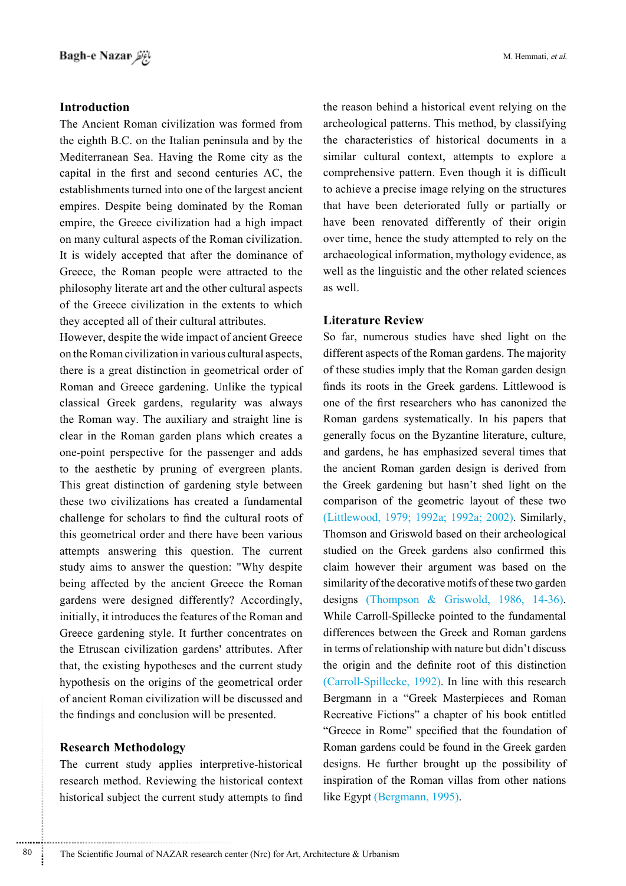## Introduction

The Ancient Roman civilization was formed from the eighth B.C. on the Italian peninsula and by the Mediterranean Sea. Having the Rome city as the capital in the first and second centuries AC, the establishments turned into one of the largest ancient empires. Despite being dominated by the Roman empire, the Greece civilization had a high impact on many cultural aspects of the Roman civilization. It is widely accepted that after the dominance of Greece, the Roman people were attracted to the philosophy literate art and the other cultural aspects of the Greece civilization in the extents to which they accepted all of their cultural attributes.

However, despite the wide impact of ancient Greece on the Roman civilization in various cultural aspects, there is a great distinction in geometrical order of Roman and Greece gardening. Unlike the typical classical Greek gardens, regularity was always the Roman way. The auxiliary and straight line is clear in the Roman garden plans which creates a one-point perspective for the passenger and adds to the aesthetic by pruning of evergreen plants. This great distinction of gardening style between these two civilizations has created a fundamental challenge for scholars to find the cultural roots of this geometrical order and there have been various attempts answering this question. The current study aims to answer the question: "Why despite being affected by the ancient Greece the Roman gardens were designed differently? Accordingly, initially, it introduces the features of the Roman and Greece gardening style. It further concentrates on the Etruscan civilization gardens' attributes. After that, the existing hypotheses and the current study hypothesis on the origins of the geometrical order of ancient Roman civilization will be discussed and the findings and conclusion will be presented.

## Research Methodology

The current study applies interpretive-historical research method. Reviewing the historical context historical subject the current study attempts to find the reason behind a historical event relying on the archeological patterns. This method, by classifying the characteristics of historical documents in a similar cultural context, attempts to explore a comprehensive pattern. Even though it is difficult to achieve a precise image relying on the structures that have been deteriorated fully or partially or have been renovated differently of their origin over time, hence the study attempted to rely on the archaeological information, mythology evidence, as well as the linguistic and the other related sciences as well.

## Literature Review

So far, numerous studies have shed light on the different aspects of the Roman gardens. The majority of these studies imply that the Roman garden design finds its roots in the Greek gardens. Littlewood is one of the first researchers who has canonized the Roman gardens systematically. In his papers that generally focus on the Byzantine literature, culture, and gardens, he has emphasized several times that the ancient Roman garden design is derived from the Greek gardening but hasn't shed light on the comparison of the geometric layout of these two (Littlewood, 1979; 1992a; 1992a; 2002). Similarly, Thomson and Griswold based on their archeological studied on the Greek gardens also confirmed this claim however their argument was based on the similarity of the decorative motifs of these two garden designs (Thompson & Griswold, 1986, 14-36). While Carroll-Spillecke pointed to the fundamental differences between the Greek and Roman gardens in terms of relationship with nature but didn't discuss the origin and the definite root of this distinction (Carroll-Spillecke, 1992). In line with this research Bergmann in a "Greek Masterpieces and Roman Recreative Fictions" a chapter of his book entitled "Greece in Rome" specified that the foundation of Roman gardens could be found in the Greek garden designs. He further brought up the possibility of inspiration of the Roman villas from other nations like Egypt (Bergmann, 1995).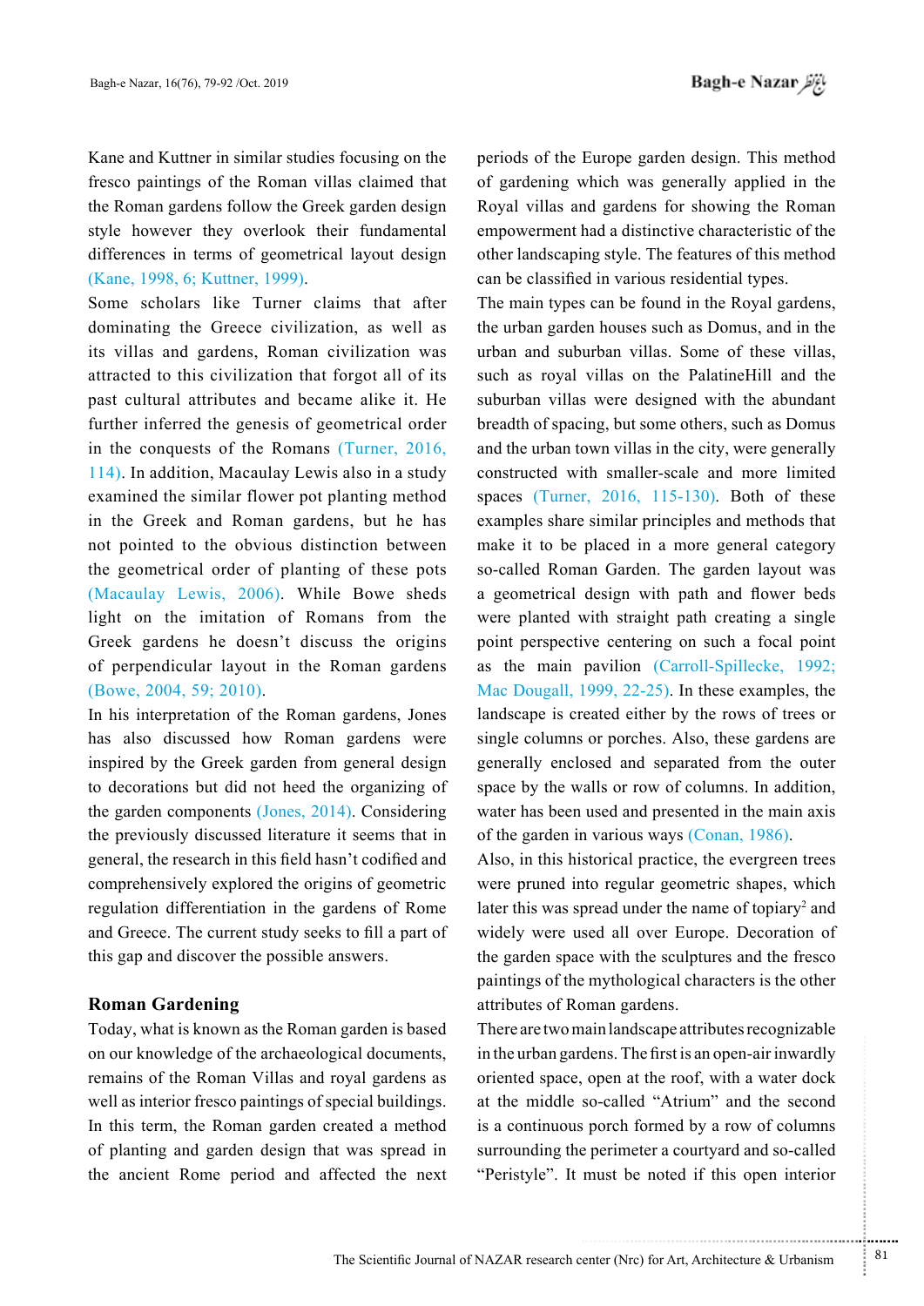Kane and Kuttner in similar studies focusing on the fresco paintings of the Roman villas claimed that the Roman gardens follow the Greek garden design style however they overlook their fundamental differences in terms of geometrical layout design (Kane, 1998, 6; Kuttner, 1999).

Some scholars like Turner claims that after dominating the Greece civilization, as well as its villas and gardens, Roman civilization was attracted to this civilization that forgot all of its past cultural attributes and became alike it. He further inferred the genesis of geometrical order in the conquests of the Romans (Turner, 2016, 114). In addition, Macaulay Lewis also in a study examined the similar flower pot planting method in the Greek and Roman gardens, but he has not pointed to the obvious distinction between the geometrical order of planting of these pots (Macaulay Lewis, 2006). While Bowe sheds light on the imitation of Romans from the Greek gardens he doesn't discuss the origins of perpendicular layout in the Roman gardens (Bowe, 2004, 59; 2010).

In his interpretation of the Roman gardens, Jones has also discussed how Roman gardens were inspired by the Greek garden from general design to decorations but did not heed the organizing of the garden components (Jones, 2014). Considering the previously discussed literature it seems that in general, the research in this field hasn't codified and comprehensively explored the origins of geometric regulation differentiation in the gardens of Rome and Greece. The current study seeks to fill a part of this gap and discover the possible answers.

## Roman Gardening

Today, what is known as the Roman garden is based on our knowledge of the archaeological documents, remains of the Roman Villas and royal gardens as well as interior fresco paintings of special buildings. In this term, the Roman garden created a method of planting and garden design that was spread in the ancient Rome period and affected the next periods of the Europe garden design. This method of gardening which was generally applied in the Royal villas and gardens for showing the Roman empowerment had a distinctive characteristic of the other landscaping style. The features of this method can be classified in various residential types.

The main types can be found in the Royal gardens, the urban garden houses such as Domus, and in the urban and suburban villas. Some of these villas, such as royal villas on the PalatineHill and the suburban villas were designed with the abundant breadth of spacing, but some others, such as Domus and the urban town villas in the city, were generally constructed with smaller-scale and more limited spaces (Turner, 2016, 115-130). Both of these examples share similar principles and methods that make it to be placed in a more general category so-called Roman Garden. The garden layout was a geometrical design with path and flower beds were planted with straight path creating a single point perspective centering on such a focal point as the main pavilion (Carroll-Spillecke, 1992; Mac Dougall, 1999, 22-25). In these examples, the landscape is created either by the rows of trees or single columns or porches. Also, these gardens are generally enclosed and separated from the outer space by the walls or row of columns. In addition, water has been used and presented in the main axis of the garden in various ways (Conan, 1986).

Also, in this historical practice, the evergreen trees were pruned into regular geometric shapes, which later this was spread under the name of topiary[2] and widely were used all over Europe. Decoration of the garden space with the sculptures and the fresco paintings of the mythological characters is the other attributes of Roman gardens.

There are two main landscape attributes recognizable in the urban gardens. The first is an open-air inwardly oriented space, open at the roof, with a water dock at the middle so-called "Atrium" and the second is a continuous porch formed by a row of columns surrounding the perimeter a courtyard and so-called "Peristyle". It must be noted if this open interior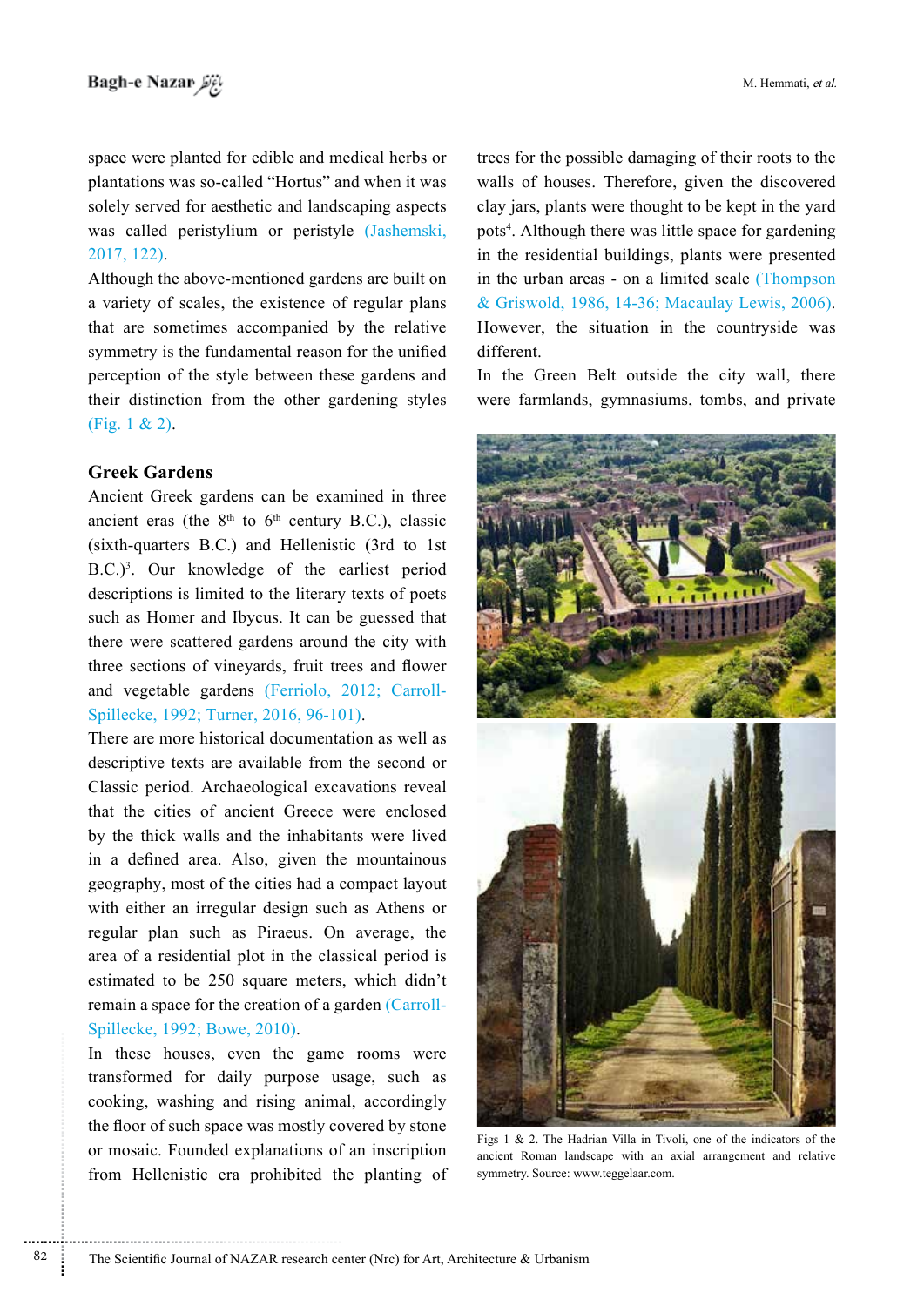space were planted for edible and medical herbs or plantations was so-called "Hortus" and when it was solely served for aesthetic and landscaping aspects was called peristylium or peristyle (Jashemski, 2017, 122).

Although the above-mentioned gardens are built on a variety of scales, the existence of regular plans that are sometimes accompanied by the relative symmetry is the fundamental reason for the unified perception of the style between these gardens and their distinction from the other gardening styles (Fig. 1 & 2).

## Greek Gardens

Ancient Greek gardens can be examined in three ancient eras (the 8th to 6th century B.C.), classic (sixth-quarters B.C.) and Hellenistic (3rd to 1st B.C.)[3]. Our knowledge of the earliest period descriptions is limited to the literary texts of poets such as Homer and Ibycus. It can be guessed that there were scattered gardens around the city with three sections of vineyards, fruit trees and flower and vegetable gardens (Ferriolo, 2012; Carroll-Spillecke, 1992; Turner, 2016, 96-101).

There are more historical documentation as well as descriptive texts are available from the second or Classic period. Archaeological excavations reveal that the cities of ancient Greece were enclosed by the thick walls and the inhabitants were lived in a defined area. Also, given the mountainous geography, most of the cities had a compact layout with either an irregular design such as Athens or regular plan such as Piraeus. On average, the area of a residential plot in the classical period is estimated to be 250 square meters, which didn't remain a space for the creation of a garden (Carroll-Spillecke, 1992; Bowe, 2010).

In these houses, even the game rooms were transformed for daily purpose usage, such as cooking, washing and rising animal, accordingly the floor of such space was mostly covered by stone or mosaic. Founded explanations of an inscription from Hellenistic era prohibited the planting of trees for the possible damaging of their roots to the walls of houses. Therefore, given the discovered clay jars, plants were thought to be kept in the yard pots[4]. Although there was little space for gardening in the residential buildings, plants were presented in the urban areas - on a limited scale (Thompson & Griswold, 1986, 14-36; Macaulay Lewis, 2006). However, the situation in the countryside was different.

In the Green Belt outside the city wall, there were farmlands, gymnasiums, tombs, and private

Figs 1 & 2. The Hadrian Villa in Tivoli, one of the indicators of the ancient Roman landscape with an axial arrangement and relative symmetry. Source: www.teggelaar.com.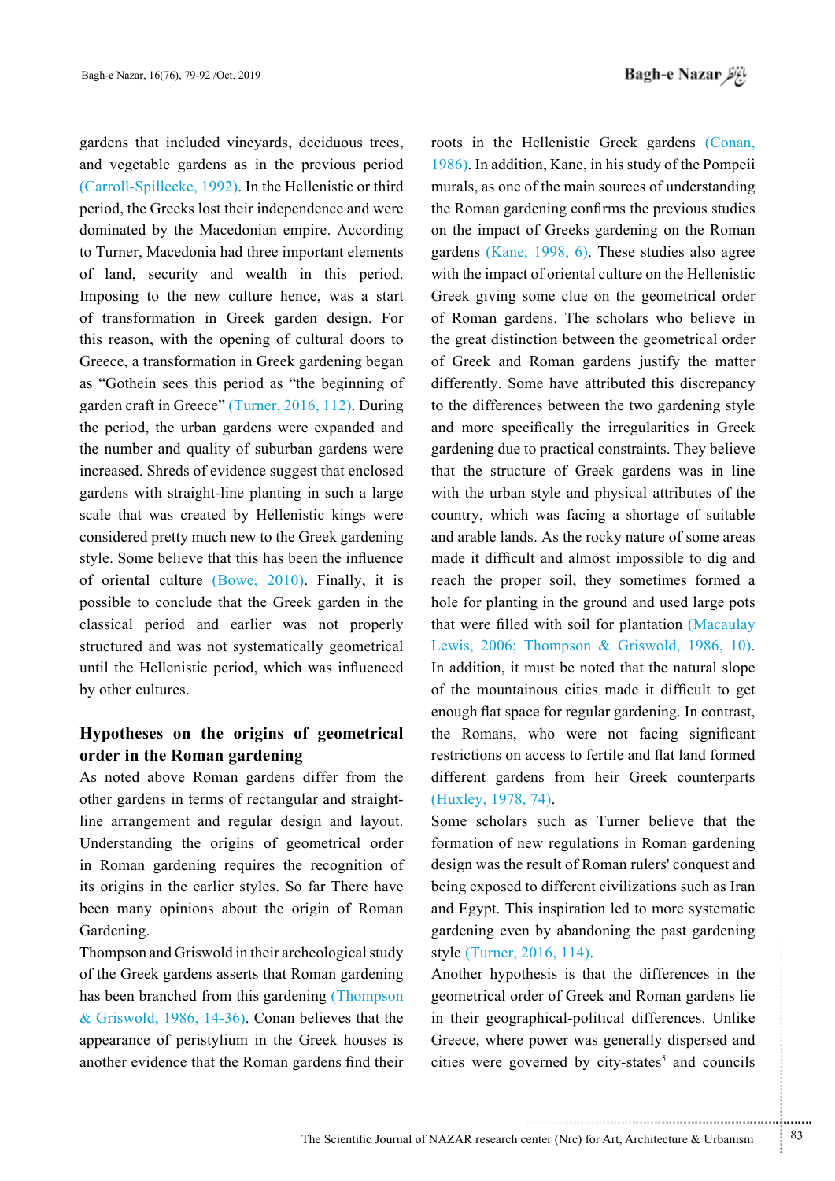gardens that included vineyards, deciduous trees, and vegetable gardens as in the previous period (Carroll-Spillecke, 1992). In the Hellenistic or third period, the Greeks lost their independence and were dominated by the Macedonian empire. According to Turner, Macedonia had three important elements of land, security and wealth in this period. Imposing to the new culture hence, was a start of transformation in Greek garden design. For this reason, with the opening of cultural doors to Greece, a transformation in Greek gardening began as "Gothein sees this period as "the beginning of garden craft in Greece" (Turner, 2016, 112). During the period, the urban gardens were expanded and the number and quality of suburban gardens were increased. Shreds of evidence suggest that enclosed gardens with straight-line planting in such a large scale that was created by Hellenistic kings were considered pretty much new to the Greek gardening style. Some believe that this has been the influence of oriental culture (Bowe, 2010). Finally, it is possible to conclude that the Greek garden in the classical period and earlier was not properly structured and was not systematically geometrical until the Hellenistic period, which was influenced by other cultures.

## Hypotheses on the origins of geometrical order in the Roman gardening

As noted above Roman gardens differ from the other gardens in terms of rectangular and straight-line arrangement and regular design and layout. Understanding the origins of geometrical order in Roman gardening requires the recognition of its origins in the earlier styles. So far There have been many opinions about the origin of Roman Gardening.

Thompson and Griswold in their archeological study of the Greek gardens asserts that Roman gardening has been branched from this gardening (Thompson & Griswold, 1986, 14-36). Conan believes that the appearance of peristylium in the Greek houses is another evidence that the Roman gardens find their roots in the Hellenistic Greek gardens (Conan, 1986). In addition, Kane, in his study of the Pompeii murals, as one of the main sources of understanding the Roman gardening confirms the previous studies on the impact of Greeks gardening on the Roman gardens (Kane, 1998, 6). These studies also agree with the impact of oriental culture on the Hellenistic Greek giving some clue on the geometrical order of Roman gardens. The scholars who believe in the great distinction between the geometrical order of Greek and Roman gardens justify the matter differently. Some have attributed this discrepancy to the differences between the two gardening style and more specifically the irregularities in Greek gardening due to practical constraints. They believe that the structure of Greek gardens was in line with the urban style and physical attributes of the country, which was facing a shortage of suitable and arable lands. As the rocky nature of some areas made it difficult and almost impossible to dig and reach the proper soil, they sometimes formed a hole for planting in the ground and used large pots that were filled with soil for plantation (Macaulay Lewis, 2006; Thompson & Griswold, 1986, 10). In addition, it must be noted that the natural slope of the mountainous cities made it difficult to get enough flat space for regular gardening. In contrast, the Romans, who were not facing significant restrictions on access to fertile and flat land formed different gardens from heir Greek counterparts (Huxley, 1978, 74).

Some scholars such as Turner believe that the formation of new regulations in Roman gardening design was the result of Roman rulers' conquest and being exposed to different civilizations such as Iran and Egypt. This inspiration led to more systematic gardening even by abandoning the past gardening style (Turner, 2016, 114).

Another hypothesis is that the differences in the geometrical order of Greek and Roman gardens lie in their geographical-political differences. Unlike Greece, where power was generally dispersed and cities were governed by city-states[5] and councils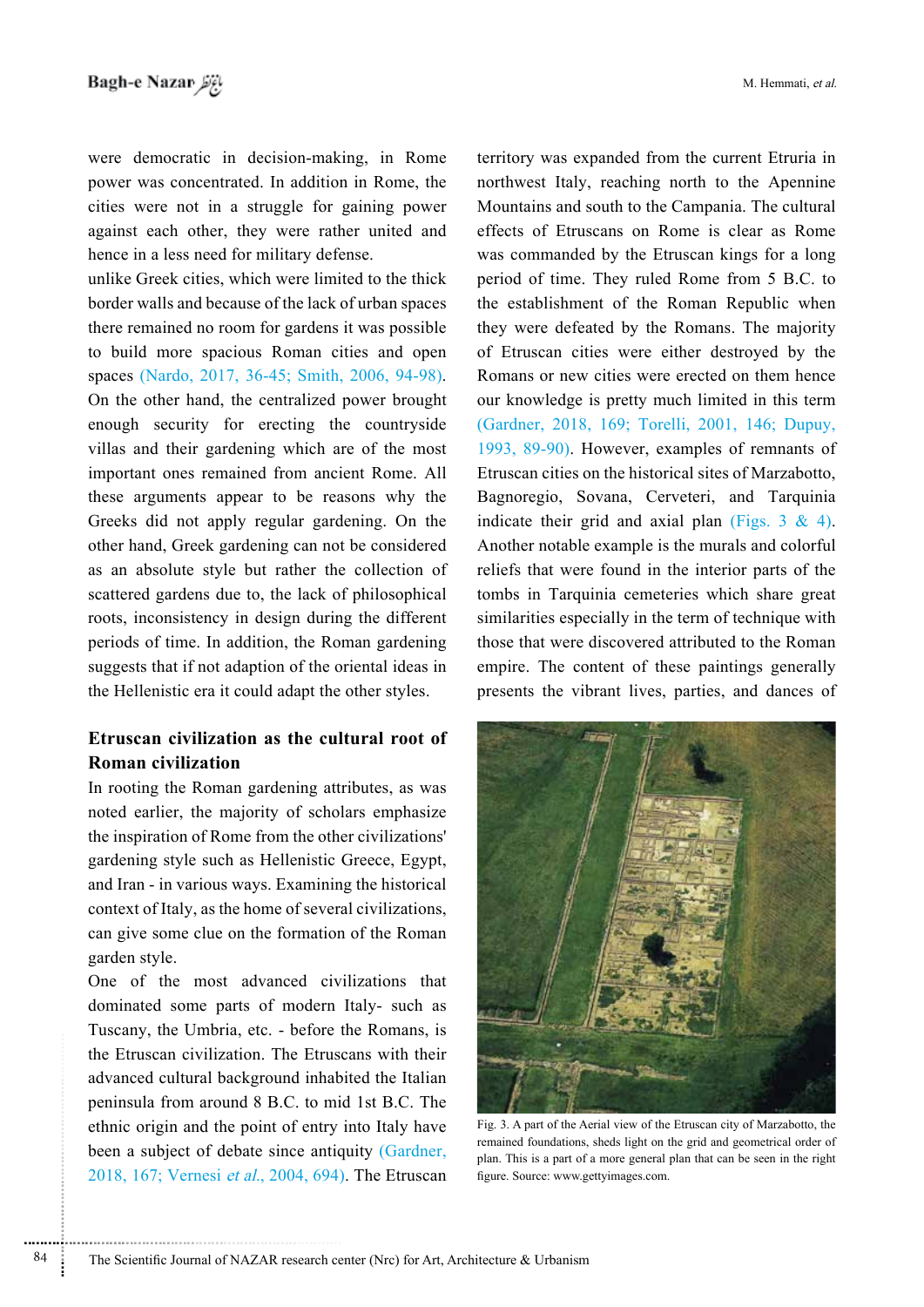were democratic in decision-making, in Rome power was concentrated. In addition in Rome, the cities were not in a struggle for gaining power against each other, they were rather united and hence in a less need for military defense.

unlike Greek cities, which were limited to the thick border walls and because of the lack of urban spaces there remained no room for gardens it was possible to build more spacious Roman cities and open spaces (Nardo, 2017, 36-45; Smith, 2006, 94-98). On the other hand, the centralized power brought enough security for erecting the countryside villas and their gardening which are of the most important ones remained from ancient Rome. All these arguments appear to be reasons why the Greeks did not apply regular gardening. On the other hand, Greek gardening can not be considered as an absolute style but rather the collection of scattered gardens due to, the lack of philosophical roots, inconsistency in design during the different periods of time. In addition, the Roman gardening suggests that if not adaption of the oriental ideas in the Hellenistic era it could adapt the other styles.

## Etruscan civilization as the cultural root of Roman civilization

In rooting the Roman gardening attributes, as was noted earlier, the majority of scholars emphasize the inspiration of Rome from the other civilizations' gardening style such as Hellenistic Greece, Egypt, and Iran - in various ways. Examining the historical context of Italy, as the home of several civilizations, can give some clue on the formation of the Roman garden style.

One of the most advanced civilizations that dominated some parts of modern Italy- such as Tuscany, the Umbria, etc. - before the Romans, is the Etruscan civilization. The Etruscans with their advanced cultural background inhabited the Italian peninsula from around 8 B.C. to mid 1st B.C. The ethnic origin and the point of entry into Italy have been a subject of debate since antiquity (Gardner, 2018, 167; Vernesi *et al*., 2004, 694). The Etruscan territory was expanded from the current Etruria in northwest Italy, reaching north to the Apennine Mountains and south to the Campania. The cultural effects of Etruscans on Rome is clear as Rome was commanded by the Etruscan kings for a long period of time. They ruled Rome from 5 B.C. to the establishment of the Roman Republic when they were defeated by the Romans. The majority of Etruscan cities were either destroyed by the Romans or new cities were erected on them hence our knowledge is pretty much limited in this term (Gardner, 2018, 169; Torelli, 2001, 146; Dupuy, 1993, 89-90). However, examples of remnants of Etruscan cities on the historical sites of Marzabotto, Bagnoregio, Sovana, Cerveteri, and Tarquinia indicate their grid and axial plan (Figs. 3 & 4). Another notable example is the murals and colorful reliefs that were found in the interior parts of the tombs in Tarquinia cemeteries which share great similarities especially in the term of technique with those that were discovered attributed to the Roman empire. The content of these paintings generally presents the vibrant lives, parties, and dances of

Fig. 3. A part of the Aerial view of the Etruscan city of Marzabotto, the remained foundations, sheds light on the grid and geometrical order of plan. This is a part of a more general plan that can be seen in the right figure. Source: www.gettyimages.com.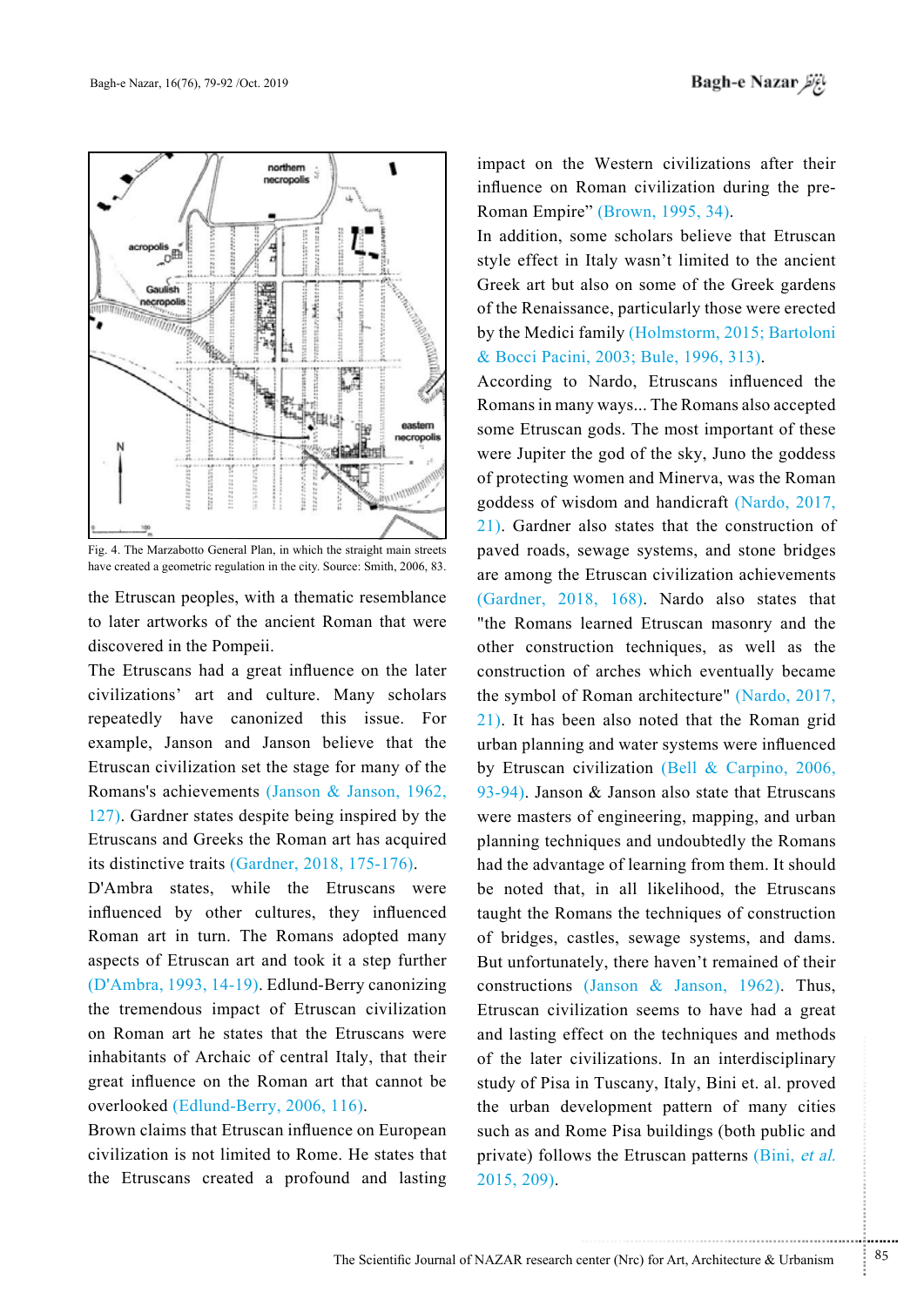Fig. 4. The Marzabotto General Plan, in which the straight main streets have created a geometric regulation in the city. Source: Smith, 2006, 83.

the Etruscan peoples, with a thematic resemblance to later artworks of the ancient Roman that were discovered in the Pompeii.

The Etruscans had a great influence on the later civilizations' art and culture. Many scholars repeatedly have canonized this issue. For example, Janson and Janson believe that the Etruscan civilization set the stage for many of the Romans's achievements (Janson & Janson, 1962, 127). Gardner states despite being inspired by the Etruscans and Greeks the Roman art has acquired its distinctive traits (Gardner, 2018, 175-176).

D'Ambra states, while the Etruscans were influenced by other cultures, they influenced Roman art in turn. The Romans adopted many aspects of Etruscan art and took it a step further (D'Ambra, 1993, 14-19). Edlund-Berry canonizing the tremendous impact of Etruscan civilization on Roman art he states that the Etruscans were inhabitants of Archaic of central Italy, that their great influence on the Roman art that cannot be overlooked (Edlund-Berry, 2006, 116).

Brown claims that Etruscan influence on European civilization is not limited to Rome. He states that the Etruscans created a profound and lasting impact on the Western civilizations after their influence on Roman civilization during the pre-Roman Empire" (Brown, 1995, 34).

In addition, some scholars believe that Etruscan style effect in Italy wasn't limited to the ancient Greek art but also on some of the Greek gardens of the Renaissance, particularly those were erected by the Medici family (Holmstorm, 2015; Bartoloni & Bocci Pacini, 2003; Bule, 1996, 313).

According to Nardo, Etruscans influenced the Romans in many ways... The Romans also accepted some Etruscan gods. The most important of these were Jupiter the god of the sky, Juno the goddess of protecting women and Minerva, was the Roman goddess of wisdom and handicraft (Nardo, 2017, 21). Gardner also states that the construction of paved roads, sewage systems, and stone bridges are among the Etruscan civilization achievements (Gardner, 2018, 168). Nardo also states that "the Romans learned Etruscan masonry and the other construction techniques, as well as the construction of arches which eventually became the symbol of Roman architecture" (Nardo, 2017, 21). It has been also noted that the Roman grid urban planning and water systems were influenced by Etruscan civilization (Bell & Carpino, 2006, 93-94). Janson & Janson also state that Etruscans were masters of engineering, mapping, and urban planning techniques and undoubtedly the Romans had the advantage of learning from them. It should be noted that, in all likelihood, the Etruscans taught the Romans the techniques of construction of bridges, castles, sewage systems, and dams. But unfortunately, there haven't remained of their constructions (Janson & Janson, 1962). Thus, Etruscan civilization seems to have had a great and lasting effect on the techniques and methods of the later civilizations. In an interdisciplinary study of Pisa in Tuscany, Italy, Bini et. al. proved the urban development pattern of many cities such as and Rome Pisa buildings (both public and private) follows the Etruscan patterns (Bini, *et al.* 2015, 209).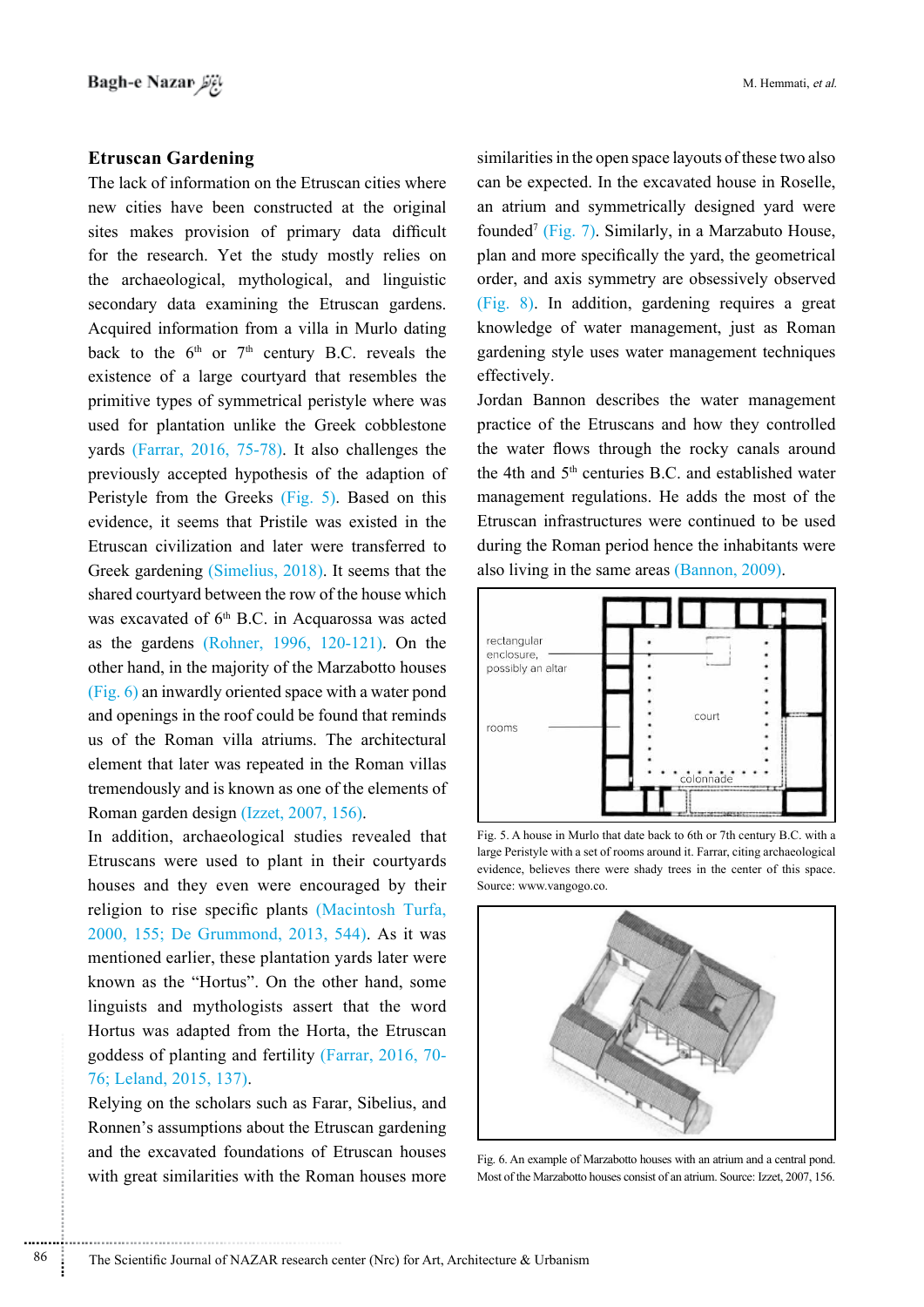## Etruscan Gardening

The lack of information on the Etruscan cities where new cities have been constructed at the original sites makes provision of primary data difficult for the research. Yet the study mostly relies on the archaeological, mythological, and linguistic secondary data examining the Etruscan gardens. Acquired information from a villa in Murlo dating back to the 6th or 7th century B.C. reveals the existence of a large courtyard that resembles the primitive types of symmetrical peristyle where was used for plantation unlike the Greek cobblestone yards (Farrar, 2016, 75-78). It also challenges the previously accepted hypothesis of the adaption of Peristyle from the Greeks (Fig. 5). Based on this evidence, it seems that Pristile was existed in the Etruscan civilization and later were transferred to Greek gardening (Simelius, 2018). It seems that the shared courtyard between the row of the house which was excavated of 6th B.C. in Acquarossa was acted as the gardens (Rohner, 1996, 120-121). On the other hand, in the majority of the Marzabotto houses (Fig. 6) an inwardly oriented space with a water pond and openings in the roof could be found that reminds us of the Roman villa atriums. The architectural element that later was repeated in the Roman villas tremendously and is known as one of the elements of Roman garden design (Izzet, 2007, 156).

In addition, archaeological studies revealed that Etruscans were used to plant in their courtyards houses and they even were encouraged by their religion to rise specific plants (Macintosh Turfa, 2000, 155; De Grummond, 2013, 544). As it was mentioned earlier, these plantation yards later were known as the "Hortus". On the other hand, some linguists and mythologists assert that the word Hortus was adapted from the Horta, the Etruscan goddess of planting and fertility (Farrar, 2016, 70-76; Leland, 2015, 137).

Relying on the scholars such as Farar, Sibelius, and Ronnen's assumptions about the Etruscan gardening and the excavated foundations of Etruscan houses with great similarities with the Roman houses more similarities in the open space layouts of these two also can be expected. In the excavated house in Roselle, an atrium and symmetrically designed yard were founded[7] (Fig. 7). Similarly, in a Marzabuto House, plan and more specifically the yard, the geometrical order, and axis symmetry are obsessively observed (Fig. 8). In addition, gardening requires a great knowledge of water management, just as Roman gardening style uses water management techniques effectively.

Jordan Bannon describes the water management practice of the Etruscans and how they controlled the water flows through the rocky canals around the 4th and 5th centuries B.C. and established water management regulations. He adds the most of the Etruscan infrastructures were continued to be used during the Roman period hence the inhabitants were also living in the same areas (Bannon, 2009).

rectangular enclosure, possibly an altar
rooms
court
colonnade

Fig. 5. A house in Murlo that date back to 6th or 7th century B.C. with a large Peristyle with a set of rooms around it. Farrar, citing archaeological evidence, believes there were shady trees in the center of this space. Source: www.vangogo.co.

Fig. 6. An example of Marzabotto houses with an atrium and a central pond. Most of the Marzabotto houses consist of an atrium. Source: Izzet, 2007, 156.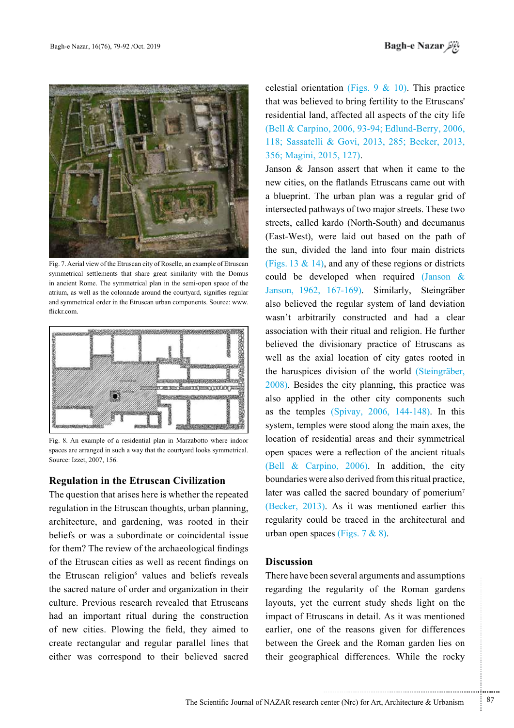Fig. 7. Aerial view of the Etruscan city of Roselle, an example of Etruscan symmetrical settlements that share great similarity with the Domus in ancient Rome. The symmetrical plan in the semi-open space of the atrium, as well as the colonnade around the courtyard, signifies regular and symmetrical order in the Etruscan urban components. Source: www.flickr.com.

Fig. 8. An example of a residential plan in Marzabotto where indoor spaces are arranged in such a way that the courtyard looks symmetrical. Source: Izzet, 2007, 156.

## Regulation in the Etruscan Civilization

The question that arises here is whether the repeated regulation in the Etruscan thoughts, urban planning, architecture, and gardening, was rooted in their beliefs or was a subordinate or coincidental issue for them? The review of the archaeological findings of the Etruscan cities as well as recent findings on the Etruscan religion[6] values and beliefs reveals the sacred nature of order and organization in their culture. Previous research revealed that Etruscans had an important ritual during the construction of new cities. Plowing the field, they aimed to create rectangular and regular parallel lines that either was correspond to their believed sacred celestial orientation (Figs. 9 & 10). This practice that was believed to bring fertility to the Etruscans' residential land, affected all aspects of the city life (Bell & Carpino, 2006, 93-94; Edlund-Berry, 2006, 118; Sassatelli & Govi, 2013, 285; Becker, 2013, 356; Magini, 2015, 127).

Janson & Janson assert that when it came to the new cities, on the flatlands Etruscans came out with a blueprint. The urban plan was a regular grid of intersected pathways of two major streets. These two streets, called kardo (North-South) and decumanus (East-West), were laid out based on the path of the sun, divided the land into four main districts (Figs. 13 & 14), and any of these regions or districts could be developed when required (Janson & Janson, 1962, 167-169). Similarly, Steingräber also believed the regular system of land deviation wasn't arbitrarily constructed and had a clear association with their ritual and religion. He further believed the divisionary practice of Etruscans as well as the axial location of city gates rooted in the haruspices division of the world (Steingräber, 2008). Besides the city planning, this practice was also applied in the other city components such as the temples (Spivay, 2006, 144-148). In this system, temples were stood along the main axes, the location of residential areas and their symmetrical open spaces were a reflection of the ancient rituals (Bell & Carpino, 2006). In addition, the city boundaries were also derived from this ritual practice, later was called the sacred boundary of pomerium[7] (Becker, 2013). As it was mentioned earlier this regularity could be traced in the architectural and urban open spaces (Figs. 7 & 8).

## Discussion

There have been several arguments and assumptions regarding the regularity of the Roman gardens layouts, yet the current study sheds light on the impact of Etruscans in detail. As it was mentioned earlier, one of the reasons given for differences between the Greek and the Roman garden lies on their geographical differences. While the rocky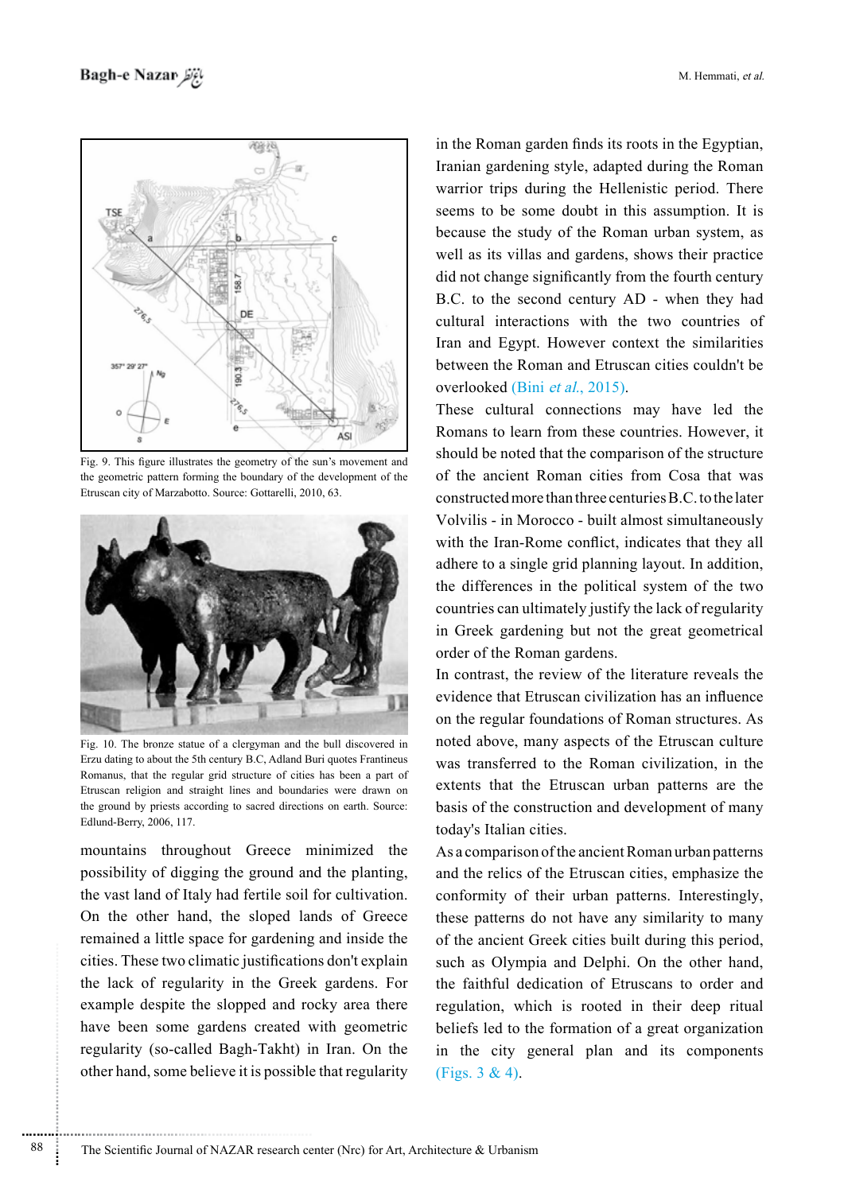Fig. 9. This figure illustrates the geometry of the sun's movement and the geometric pattern forming the boundary of the development of the Etruscan city of Marzabotto. Source: Gottarelli, 2010, 63.

Fig. 10. The bronze statue of a clergyman and the bull discovered in Erzu dating to about the 5th century B.C, Adland Buri quotes Frantineus Romanus, that the regular grid structure of cities has been a part of Etruscan religion and straight lines and boundaries were drawn on the ground by priests according to sacred directions on earth. Source: Edlund-Berry, 2006, 117.

mountains throughout Greece minimized the possibility of digging the ground and the planting, the vast land of Italy had fertile soil for cultivation. On the other hand, the sloped lands of Greece remained a little space for gardening and inside the cities. These two climatic justifications don't explain the lack of regularity in the Greek gardens. For example despite the slopped and rocky area there have been some gardens created with geometric regularity (so-called Bagh-Takht) in Iran. On the other hand, some believe it is possible that regularity in the Roman garden finds its roots in the Egyptian, Iranian gardening style, adapted during the Roman warrior trips during the Hellenistic period. There seems to be some doubt in this assumption. It is because the study of the Roman urban system, as well as its villas and gardens, shows their practice did not change significantly from the fourth century B.C. to the second century AD - when they had cultural interactions with the two countries of Iran and Egypt. However context the similarities between the Roman and Etruscan cities couldn't be overlooked (Bini *et al*., 2015).

These cultural connections may have led the Romans to learn from these countries. However, it should be noted that the comparison of the structure of the ancient Roman cities from Cosa that was constructed more than three centuries B.C. to the later Volvilis - in Morocco - built almost simultaneously with the Iran-Rome conflict, indicates that they all adhere to a single grid planning layout. In addition, the differences in the political system of the two countries can ultimately justify the lack of regularity in Greek gardening but not the great geometrical order of the Roman gardens.

In contrast, the review of the literature reveals the evidence that Etruscan civilization has an influence on the regular foundations of Roman structures. As noted above, many aspects of the Etruscan culture was transferred to the Roman civilization, in the extents that the Etruscan urban patterns are the basis of the construction and development of many today's Italian cities.

As a comparison of the ancient Roman urban patterns and the relics of the Etruscan cities, emphasize the conformity of their urban patterns. Interestingly, these patterns do not have any similarity to many of the ancient Greek cities built during this period, such as Olympia and Delphi. On the other hand, the faithful dedication of Etruscans to order and regulation, which is rooted in their deep ritual beliefs led to the formation of a great organization in the city general plan and its components (Figs. 3 & 4).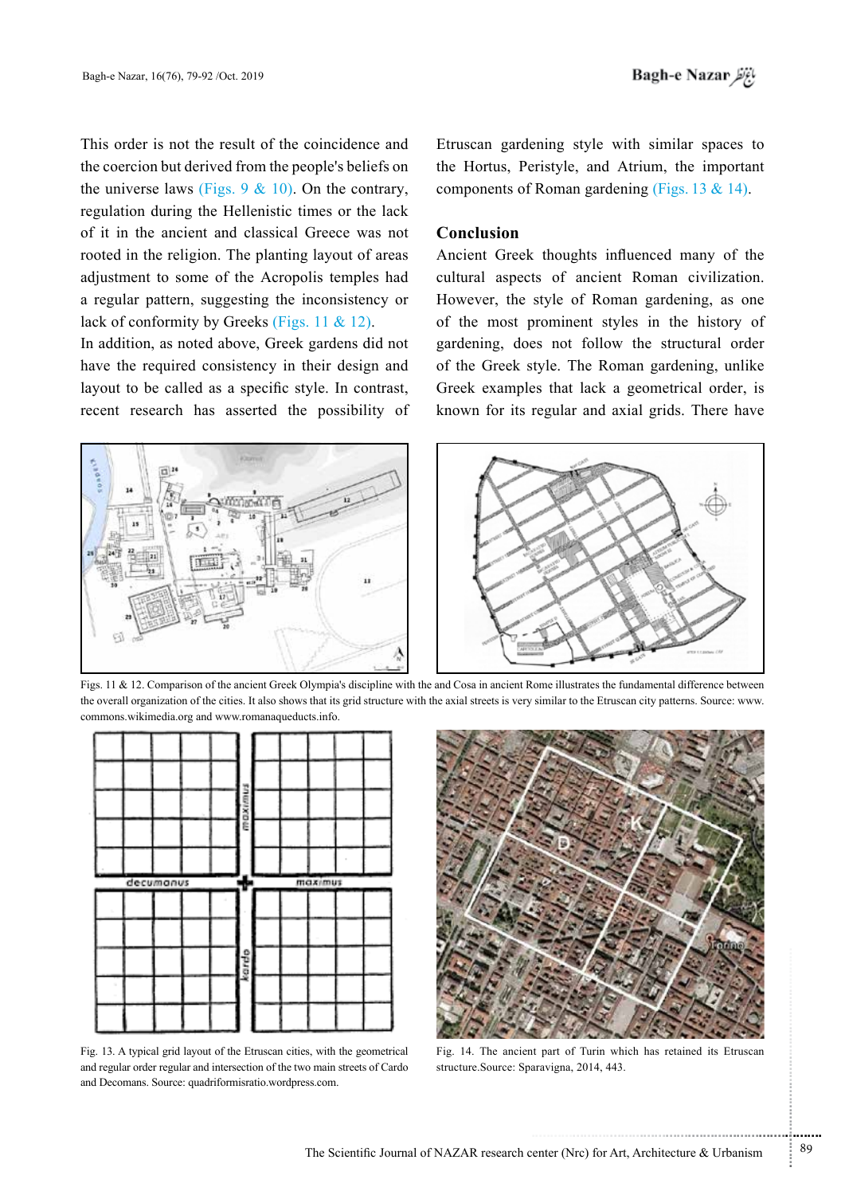This order is not the result of the coincidence and the coercion but derived from the people's beliefs on the universe laws (Figs. 9 & 10). On the contrary, regulation during the Hellenistic times or the lack of it in the ancient and classical Greece was not rooted in the religion. The planting layout of areas adjustment to some of the Acropolis temples had a regular pattern, suggesting the inconsistency or lack of conformity by Greeks (Figs. 11 & 12).

In addition, as noted above, Greek gardens did not have the required consistency in their design and layout to be called as a specific style. In contrast, recent research has asserted the possibility of Etruscan gardening style with similar spaces to the Hortus, Peristyle, and Atrium, the important components of Roman gardening (Figs. 13 & 14).

## Conclusion

Ancient Greek thoughts influenced many of the cultural aspects of ancient Roman civilization. However, the style of Roman gardening, as one of the most prominent styles in the history of gardening, does not follow the structural order of the Greek style. The Roman gardening, unlike Greek examples that lack a geometrical order, is known for its regular and axial grids. There have

Figs. 11 & 12. Comparison of the ancient Greek Olympia's discipline with the and Cosa in ancient Rome illustrates the fundamental difference between the overall organization of the cities. It also shows that its grid structure with the axial streets is very similar to the Etruscan city patterns. Source: www.commons.wikimedia.org and www.romanaqueducts.info.

Fig. 13. A typical grid layout of the Etruscan cities, with the geometrical and regular order regular and intersection of the two main streets of Cardo and Decomans. Source: quadriformisratio.wordpress.com.

Fig. 14. The ancient part of Turin which has retained its Etruscan structure.Source: Sparavigna, 2014, 443.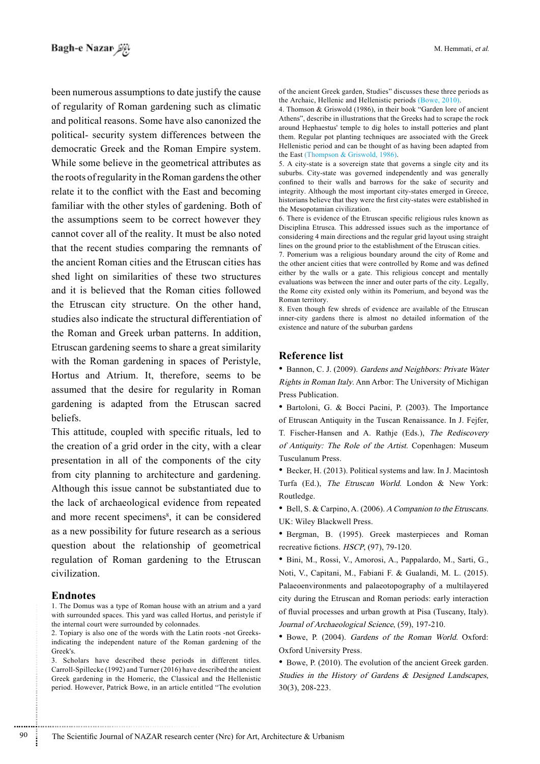been numerous assumptions to date justify the cause of regularity of Roman gardening such as climatic and political reasons. Some have also canonized the political- security system differences between the democratic Greek and the Roman Empire system. While some believe in the geometrical attributes as the roots of regularity in the Roman gardens the other relate it to the conflict with the East and becoming familiar with the other styles of gardening. Both of the assumptions seem to be correct however they cannot cover all of the reality. It must be also noted that the recent studies comparing the remnants of the ancient Roman cities and the Etruscan cities has shed light on similarities of these two structures and it is believed that the Roman cities followed the Etruscan city structure. On the other hand, studies also indicate the structural differentiation of the Roman and Greek urban patterns. In addition, Etruscan gardening seems to share a great similarity with the Roman gardening in spaces of Peristyle, Hortus and Atrium. It, therefore, seems to be assumed that the desire for regularity in Roman gardening is adapted from the Etruscan sacred beliefs.

This attitude, coupled with specific rituals, led to the creation of a grid order in the city, with a clear presentation in all of the components of the city from city planning to architecture and gardening. Although this issue cannot be substantiated due to the lack of archaeological evidence from repeated and more recent specimens[8], it can be considered as a new possibility for future research as a serious question about the relationship of geometrical regulation of Roman gardening to the Etruscan civilization.

## Endnotes

1. The Domus was a type of Roman house with an atrium and a yard with surrounded spaces. This yard was called Hortus, and peristyle if the internal court were surrounded by colonnades.
2. Topiary is also one of the words with the Latin roots -not Greeks- indicating the independent nature of the Roman gardening of the Greek's.
3. Scholars have described these periods in different titles. Carroll-Spillecke (1992) and Turner (2016) have described the ancient Greek gardening in the Homeric, the Classical and the Hellenistic period. However, Patrick Bowe, in an article entitled "The evolution of the ancient Greek garden, Studies" discusses these three periods as the Archaic, Hellenic and Hellenistic periods (Bowe, 2010).
4. Thomson & Griswold (1986), in their book "Garden lore of ancient Athens", describe in illustrations that the Greeks had to scrape the rock around Hephaestus' temple to dig holes to install potteries and plant them. Regular pot planting techniques are associated with the Greek Hellenistic period and can be thought of as having been adapted from the East (Thompson & Griswold, 1986).
5. A city-state is a sovereign state that governs a single city and its suburbs. City-state was governed independently and was generally confined to their walls and barrows for the sake of security and integrity. Although the most important city-states emerged in Greece, historians believe that they were the first city-states were established in the Mesopotamian civilization.
6. There is evidence of the Etruscan specific religious rules known as Disciplina Etrusca. This addressed issues such as the importance of considering 4 main directions and the regular grid layout using straight lines on the ground prior to the establishment of the Etruscan cities.
7. Pomerium was a religious boundary around the city of Rome and the other ancient cities that were controlled by Rome and was defined either by the walls or a gate. This religious concept and mentally evaluations was between the inner and outer parts of the city. Legally, the Rome city existed only within its Pomerium, and beyond was the Roman territory.
8. Even though few shreds of evidence are available of the Etruscan inner-city gardens there is almost no detailed information of the existence and nature of the suburban gardens

## Reference list

- Bannon, C. J. (2009). *Gardens and Neighbors: Private Water Rights in Roman Italy*. Ann Arbor: The University of Michigan Press Publication.
- Bartoloni, G. & Bocci Pacini, P. (2003). The Importance of Etruscan Antiquity in the Tuscan Renaissance. In J. Fejfer, T. Fischer-Hansen and A. Rathje (Eds.), *The Rediscovery of Antiquity: The Role of the Artist*. Copenhagen: Museum Tusculanum Press.
- Becker, H. (2013). Political systems and law. In J. Macintosh Turfa (Ed.), *The Etruscan World*. London & New York: Routledge.
- Bell, S. & Carpino, A. (2006). *A Companion to the Etruscans*. UK: Wiley Blackwell Press.
- Bergman, B. (1995). Greek masterpieces and Roman recreative fictions. *HSCP*, (97), 79-120.
- Bini, M., Rossi, V., Amorosi, A., Pappalardo, M., Sarti, G., Noti, V., Capitani, M., Fabiani F. & Gualandi, M. L. (2015). Palaeoenvironments and palaeotopography of a multilayered city during the Etruscan and Roman periods: early interaction of fluvial processes and urban growth at Pisa (Tuscany, Italy). *Journal of Archaeological Science*, (59), 197-210.
- Bowe, P. (2004). *Gardens of the Roman World*. Oxford: Oxford University Press.
- Bowe, P. (2010). The evolution of the ancient Greek garden. *Studies in the History of Gardens & Designed Landscapes*, 30(3), 208-223.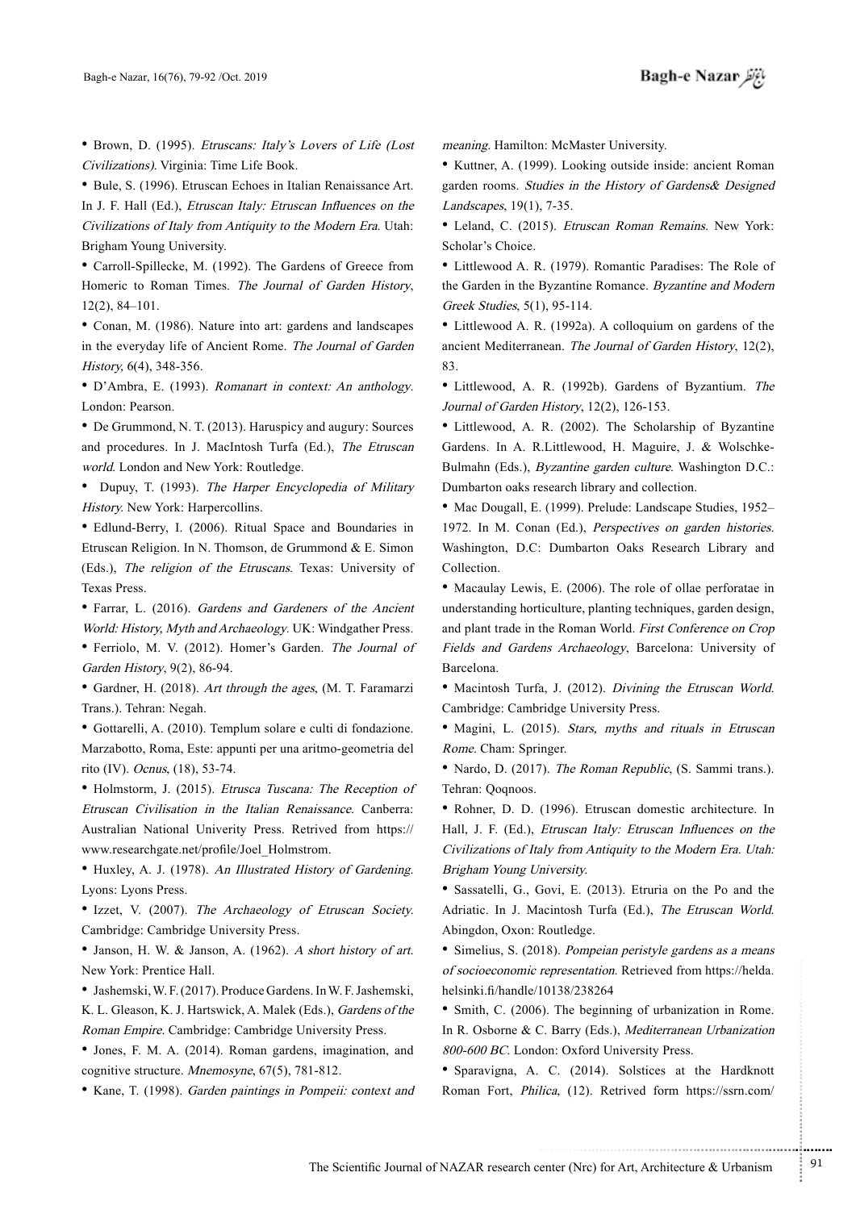- Brown, D. (1995). *Etruscans: Italy's Lovers of Life (Lost Civilizations)*. Virginia: Time Life Book.
- Bule, S. (1996). Etruscan Echoes in Italian Renaissance Art. In J. F. Hall (Ed.), *Etruscan Italy: Etruscan Influences on the Civilizations of Italy from Antiquity to the Modern Era*. Utah: Brigham Young University.
- Carroll-Spillecke, M. (1992). The Gardens of Greece from Homeric to Roman Times. *The Journal of Garden History*, 12(2), 84–101.
- Conan, M. (1986). Nature into art: gardens and landscapes in the everyday life of Ancient Rome. *The Journal of Garden History*, 6(4), 348-356.
- D'Ambra, E. (1993). *Romanart in context: An anthology*. London: Pearson.
- De Grummond, N. T. (2013). Haruspicy and augury: Sources and procedures. In J. MacIntosh Turfa (Ed.), *The Etruscan world*. London and New York: Routledge.
- Dupuy, T. (1993). *The Harper Encyclopedia of Military History*. New York: Harpercollins.
- Edlund-Berry, I. (2006). Ritual Space and Boundaries in Etruscan Religion. In N. Thomson, de Grummond & E. Simon (Eds.), *The religion of the Etruscans*. Texas: University of Texas Press.
- Farrar, L. (2016). *Gardens and Gardeners of the Ancient World: History, Myth and Archaeology*. UK: Windgather Press.
- Ferriolo, M. V. (2012). Homer's Garden. *The Journal of Garden History*, 9(2), 86-94.
- Gardner, H. (2018). *Art through the ages*, (M. T. Faramarzi Trans.). Tehran: Negah.
- Gottarelli, A. (2010). Templum solare e culti di fondazione. Marzabotto, Roma, Este: appunti per una aritmo-geometria del rito (IV). *Ocnus*, (18), 53-74.
- Holmstorm, J. (2015). *Etrusca Tuscana: The Reception of Etruscan Civilisation in the Italian Renaissance*. Canberra: Australian National Univerity Press. Retrived from https://www.researchgate.net/profile/Joel_Holmstrom.
- Huxley, A. J. (1978). *An Illustrated History of Gardening*. Lyons: Lyons Press.
- Izzet, V. (2007). *The Archaeology of Etruscan Society*. Cambridge: Cambridge University Press.
- Janson, H. W. & Janson, A. (1962). *A short history of art*. New York: Prentice Hall.
- Jashemski, W. F. (2017). Produce Gardens. In W. F. Jashemski, K. L. Gleason, K. J. Hartswick, A. Malek (Eds.), *Gardens of the Roman Empire*. Cambridge: Cambridge University Press.
- Jones, F. M. A. (2014). Roman gardens, imagination, and cognitive structure. *Mnemosyne*, 67(5), 781-812.
- Kane, T. (1998). *Garden paintings in Pompeii: context and meaning*. Hamilton: McMaster University.
- Kuttner, A. (1999). Looking outside inside: ancient Roman garden rooms. *Studies in the History of Gardens& Designed Landscapes*, 19(1), 7-35.
- Leland, C. (2015). *Etruscan Roman Remains*. New York: Scholar's Choice.
- Littlewood A. R. (1979). Romantic Paradises: The Role of the Garden in the Byzantine Romance. *Byzantine and Modern Greek Studies*, 5(1), 95-114.
- Littlewood A. R. (1992a). A colloquium on gardens of the ancient Mediterranean. *The Journal of Garden History*, 12(2), 83.
- Littlewood, A. R. (1992b). Gardens of Byzantium. *The Journal of Garden History*, 12(2), 126-153.
- Littlewood, A. R. (2002). The Scholarship of Byzantine Gardens. In A. R.Littlewood, H. Maguire, J. & Wolschke-Bulmahn (Eds.), *Byzantine garden culture*. Washington D.C.: Dumbarton oaks research library and collection.
- Mac Dougall, E. (1999). Prelude: Landscape Studies, 1952–1972. In M. Conan (Ed.), *Perspectives on garden histories*. Washington, D.C: Dumbarton Oaks Research Library and Collection.
- Macaulay Lewis, E. (2006). The role of ollae perforatae in understanding horticulture, planting techniques, garden design, and plant trade in the Roman World. *First Conference on Crop Fields and Gardens Archaeology*, Barcelona: University of Barcelona.
- Macintosh Turfa, J. (2012). *Divining the Etruscan World*. Cambridge: Cambridge University Press.
- Magini, L. (2015). *Stars, myths and rituals in Etruscan Rome*. Cham: Springer.
- Nardo, D. (2017). *The Roman Republic*, (S. Sammi trans.). Tehran: Qoqnoos.
- Rohner, D. D. (1996). Etruscan domestic architecture. In Hall, J. F. (Ed.), *Etruscan Italy: Etruscan Influences on the Civilizations of Italy from Antiquity to the Modern Era. Utah: Brigham Young University.*
- Sassatelli, G., Govi, E. (2013). Etruria on the Po and the Adriatic. In J. Macintosh Turfa (Ed.), *The Etruscan World*. Abingdon, Oxon: Routledge.
- Simelius, S. (2018). *Pompeian peristyle gardens as a means of socioeconomic representation*. Retrieved from https://helda.helsinki.fi/handle/10138/238264
- Smith, C. (2006). The beginning of urbanization in Rome. In R. Osborne & C. Barry (Eds.), *Mediterranean Urbanization 800-600 BC*. London: Oxford University Press.
- Sparavigna, A. C. (2014). Solstices at the Hardknott Roman Fort, *Philica*, (12). Retrived form https://ssrn.com/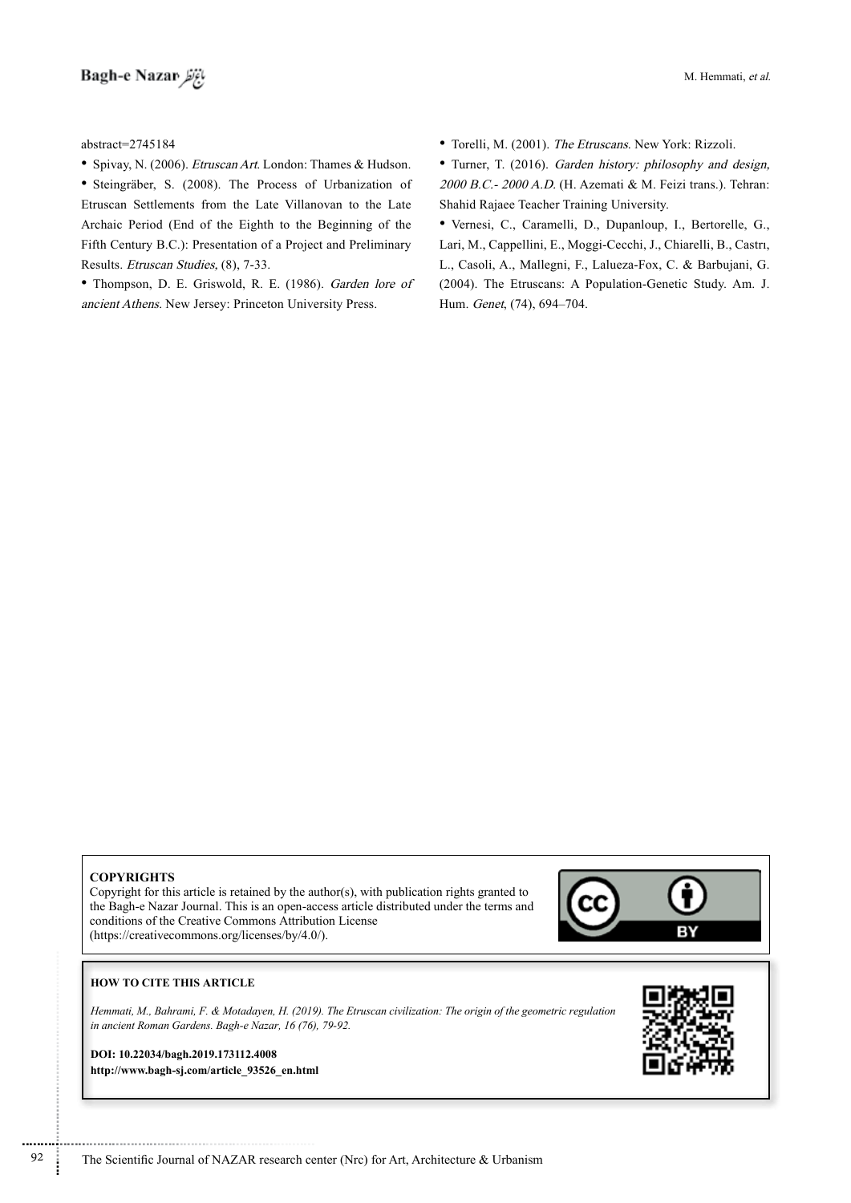abstract=2745184

- Spivay, N. (2006). *Etruscan Art*. London: Thames & Hudson.
- Steingräber, S. (2008). The Process of Urbanization of Etruscan Settlements from the Late Villanovan to the Late Archaic Period (End of the Eighth to the Beginning of the Fifth Century B.C.): Presentation of a Project and Preliminary Results. *Etruscan Studies*, (8), 7-33.
- Thompson, D. E. Griswold, R. E. (1986). *Garden lore of ancient Athens*. New Jersey: Princeton University Press.
- Torelli, M. (2001). *The Etruscans*. New York: Rizzoli.
- Turner, T. (2016). *Garden history: philosophy and design, 2000 B.C.- 2000 A.D*. (H. Azemati & M. Feizi trans.). Tehran: Shahid Rajaee Teacher Training University.
- Vernesi, C., Caramelli, D., Dupanloup, I., Bertorelle, G., Lari, M., Cappellini, E., Moggi-Cecchi, J., Chiarelli, B., Castrı, L., Casoli, A., Mallegni, F., Lalueza-Fox, C. & Barbujani, G. (2004). The Etruscans: A Population-Genetic Study. Am. J. Hum. *Genet*, (74), 694–704.

**COPYRIGHTS**

Copyright for this article is retained by the author(s), with publication rights granted to the Bagh-e Nazar Journal. This is an open-access article distributed under the terms and conditions of the Creative Commons Attribution License (https://creativecommons.org/licenses/by/4.0/).

**HOW TO CITE THIS ARTICLE**

*Hemmati, M., Bahrami, F. & Motadayen, H. (2019). The Etruscan civilization: The origin of the geometric regulation in ancient Roman Gardens. Bagh-e Nazar, 16 (76), 79-92.*

**DOI: 10.22034/bagh.2019.173112.4008**
**http://www.bagh-sj.com/article_93526_en.html**